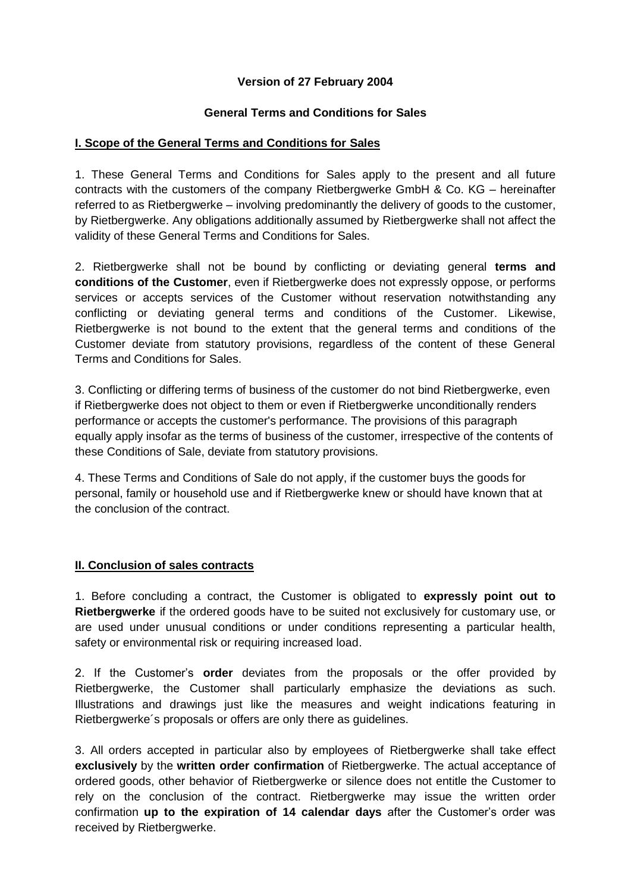**Version of 27 February 2004**

**General Terms and Conditions for Sales**

## I. Scope of the General Terms and Conditions for Sales

1. These General Terms and Conditions for Sales apply to the present and all future contracts with the customers of the company Rietbergwerke GmbH & Co. KG – hereinafter referred to as Rietbergwerke – involving predominantly the delivery of goods to the customer, by Rietbergwerke. Any obligations additionally assumed by Rietbergwerke shall not affect the validity of these General Terms and Conditions for Sales.

2. Rietbergwerke shall not be bound by conflicting or deviating general **terms and conditions of the Customer**, even if Rietbergwerke does not expressly oppose, or performs services or accepts services of the Customer without reservation notwithstanding any conflicting or deviating general terms and conditions of the Customer. Likewise, Rietbergwerke is not bound to the extent that the general terms and conditions of the Customer deviate from statutory provisions, regardless of the content of these General Terms and Conditions for Sales.

3. Conflicting or differing terms of business of the customer do not bind Rietbergwerke, even if Rietbergwerke does not object to them or even if Rietbergwerke unconditionally renders performance or accepts the customer's performance. The provisions of this paragraph equally apply insofar as the terms of business of the customer, irrespective of the contents of these Conditions of Sale, deviate from statutory provisions.

4. These Terms and Conditions of Sale do not apply, if the customer buys the goods for personal, family or household use and if Rietbergwerke knew or should have known that at the conclusion of the contract.

## II. Conclusion of sales contracts

1. Before concluding a contract, the Customer is obligated to **expressly point out to Rietbergwerke** if the ordered goods have to be suited not exclusively for customary use, or are used under unusual conditions or under conditions representing a particular health, safety or environmental risk or requiring increased load.

2. If the Customer's **order** deviates from the proposals or the offer provided by Rietbergwerke, the Customer shall particularly emphasize the deviations as such. Illustrations and drawings just like the measures and weight indications featuring in Rietbergwerke´s proposals or offers are only there as guidelines.

3. All orders accepted in particular also by employees of Rietbergwerke shall take effect **exclusively** by the **written order confirmation** of Rietbergwerke. The actual acceptance of ordered goods, other behavior of Rietbergwerke or silence does not entitle the Customer to rely on the conclusion of the contract. Rietbergwerke may issue the written order confirmation **up to the expiration of 14 calendar days** after the Customer's order was received by Rietbergwerke.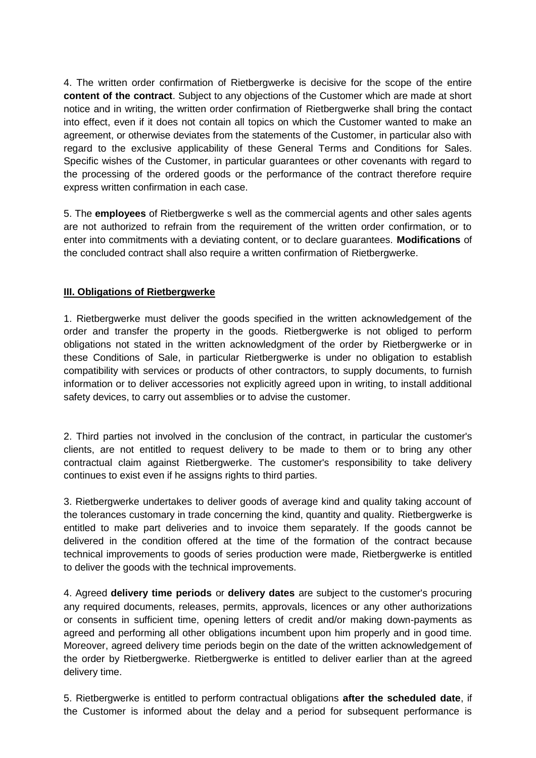4. The written order confirmation of Rietbergwerke is decisive for the scope of the entire **content of the contract**. Subject to any objections of the Customer which are made at short notice and in writing, the written order confirmation of Rietbergwerke shall bring the contact into effect, even if it does not contain all topics on which the Customer wanted to make an agreement, or otherwise deviates from the statements of the Customer, in particular also with regard to the exclusive applicability of these General Terms and Conditions for Sales. Specific wishes of the Customer, in particular guarantees or other covenants with regard to the processing of the ordered goods or the performance of the contract therefore require express written confirmation in each case.

5. The **employees** of Rietbergwerke s well as the commercial agents and other sales agents are not authorized to refrain from the requirement of the written order confirmation, or to enter into commitments with a deviating content, or to declare guarantees. **Modifications** of the concluded contract shall also require a written confirmation of Rietbergwerke.

## III. Obligations of Rietbergwerke

1. Rietbergwerke must deliver the goods specified in the written acknowledgement of the order and transfer the property in the goods. Rietbergwerke is not obliged to perform obligations not stated in the written acknowledgment of the order by Rietbergwerke or in these Conditions of Sale, in particular Rietbergwerke is under no obligation to establish compatibility with services or products of other contractors, to supply documents, to furnish information or to deliver accessories not explicitly agreed upon in writing, to install additional safety devices, to carry out assemblies or to advise the customer.

2. Third parties not involved in the conclusion of the contract, in particular the customer's clients, are not entitled to request delivery to be made to them or to bring any other contractual claim against Rietbergwerke. The customer's responsibility to take delivery continues to exist even if he assigns rights to third parties.

3. Rietbergwerke undertakes to deliver goods of average kind and quality taking account of the tolerances customary in trade concerning the kind, quantity and quality. Rietbergwerke is entitled to make part deliveries and to invoice them separately. If the goods cannot be delivered in the condition offered at the time of the formation of the contract because technical improvements to goods of series production were made, Rietbergwerke is entitled to deliver the goods with the technical improvements.

4. Agreed **delivery time periods** or **delivery dates** are subject to the customer's procuring any required documents, releases, permits, approvals, licences or any other authorizations or consents in sufficient time, opening letters of credit and/or making down-payments as agreed and performing all other obligations incumbent upon him properly and in good time. Moreover, agreed delivery time periods begin on the date of the written acknowledgement of the order by Rietbergwerke. Rietbergwerke is entitled to deliver earlier than at the agreed delivery time.

5. Rietbergwerke is entitled to perform contractual obligations **after the scheduled date**, if the Customer is informed about the delay and a period for subsequent performance is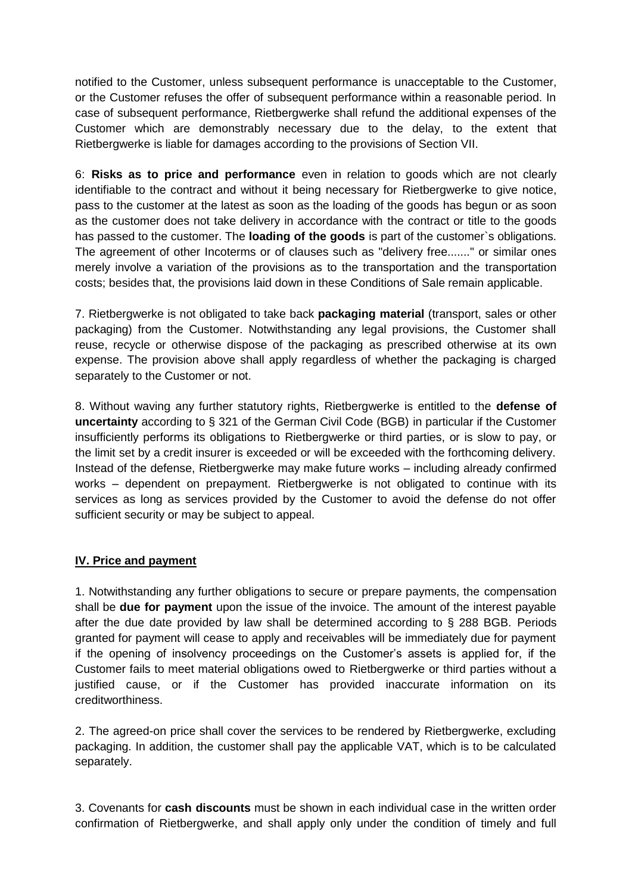notified to the Customer, unless subsequent performance is unacceptable to the Customer, or the Customer refuses the offer of subsequent performance within a reasonable period. In case of subsequent performance, Rietbergwerke shall refund the additional expenses of the Customer which are demonstrably necessary due to the delay, to the extent that Rietbergwerke is liable for damages according to the provisions of Section VII.

6: **Risks as to price and performance** even in relation to goods which are not clearly identifiable to the contract and without it being necessary for Rietbergwerke to give notice, pass to the customer at the latest as soon as the loading of the goods has begun or as soon as the customer does not take delivery in accordance with the contract or title to the goods has passed to the customer. The **loading of the goods** is part of the customer`s obligations. The agreement of other Incoterms or of clauses such as "delivery free......." or similar ones merely involve a variation of the provisions as to the transportation and the transportation costs; besides that, the provisions laid down in these Conditions of Sale remain applicable.

7. Rietbergwerke is not obligated to take back **packaging material** (transport, sales or other packaging) from the Customer. Notwithstanding any legal provisions, the Customer shall reuse, recycle or otherwise dispose of the packaging as prescribed otherwise at its own expense. The provision above shall apply regardless of whether the packaging is charged separately to the Customer or not.

8. Without waving any further statutory rights, Rietbergwerke is entitled to the **defense of uncertainty** according to § 321 of the German Civil Code (BGB) in particular if the Customer insufficiently performs its obligations to Rietbergwerke or third parties, or is slow to pay, or the limit set by a credit insurer is exceeded or will be exceeded with the forthcoming delivery. Instead of the defense, Rietbergwerke may make future works – including already confirmed works – dependent on prepayment. Rietbergwerke is not obligated to continue with its services as long as services provided by the Customer to avoid the defense do not offer sufficient security or may be subject to appeal.

## IV. Price and payment

1. Notwithstanding any further obligations to secure or prepare payments, the compensation shall be **due for payment** upon the issue of the invoice. The amount of the interest payable after the due date provided by law shall be determined according to § 288 BGB. Periods granted for payment will cease to apply and receivables will be immediately due for payment if the opening of insolvency proceedings on the Customer's assets is applied for, if the Customer fails to meet material obligations owed to Rietbergwerke or third parties without a justified cause, or if the Customer has provided inaccurate information on its creditworthiness.

2. The agreed-on price shall cover the services to be rendered by Rietbergwerke, excluding packaging. In addition, the customer shall pay the applicable VAT, which is to be calculated separately.

3. Covenants for **cash discounts** must be shown in each individual case in the written order confirmation of Rietbergwerke, and shall apply only under the condition of timely and full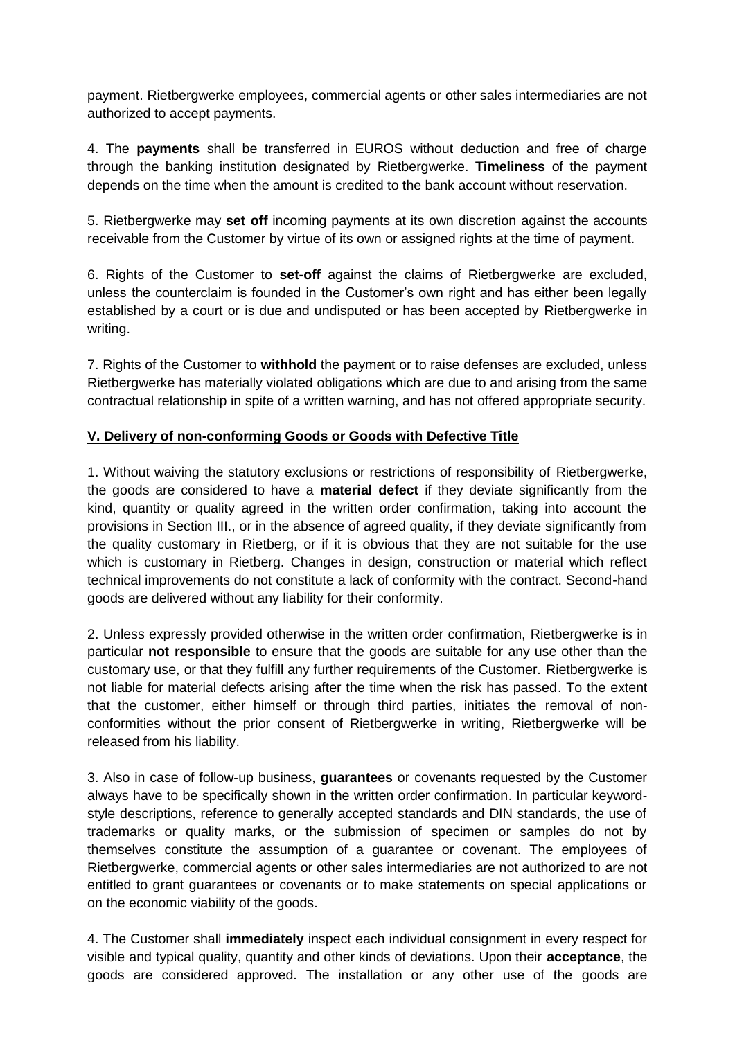payment. Rietbergwerke employees, commercial agents or other sales intermediaries are not authorized to accept payments.

4. The **payments** shall be transferred in EUROS without deduction and free of charge through the banking institution designated by Rietbergwerke. **Timeliness** of the payment depends on the time when the amount is credited to the bank account without reservation.

5. Rietbergwerke may **set off** incoming payments at its own discretion against the accounts receivable from the Customer by virtue of its own or assigned rights at the time of payment.

6. Rights of the Customer to **set-off** against the claims of Rietbergwerke are excluded, unless the counterclaim is founded in the Customer's own right and has either been legally established by a court or is due and undisputed or has been accepted by Rietbergwerke in writing.

7. Rights of the Customer to **withhold** the payment or to raise defenses are excluded, unless Rietbergwerke has materially violated obligations which are due to and arising from the same contractual relationship in spite of a written warning, and has not offered appropriate security.

## V. Delivery of non-conforming Goods or Goods with Defective Title

1. Without waiving the statutory exclusions or restrictions of responsibility of Rietbergwerke, the goods are considered to have a **material defect** if they deviate significantly from the kind, quantity or quality agreed in the written order confirmation, taking into account the provisions in Section III., or in the absence of agreed quality, if they deviate significantly from the quality customary in Rietberg, or if it is obvious that they are not suitable for the use which is customary in Rietberg. Changes in design, construction or material which reflect technical improvements do not constitute a lack of conformity with the contract. Second-hand goods are delivered without any liability for their conformity.

2. Unless expressly provided otherwise in the written order confirmation, Rietbergwerke is in particular **not responsible** to ensure that the goods are suitable for any use other than the customary use, or that they fulfill any further requirements of the Customer. Rietbergwerke is not liable for material defects arising after the time when the risk has passed. To the extent that the customer, either himself or through third parties, initiates the removal of non-conformities without the prior consent of Rietbergwerke in writing, Rietbergwerke will be released from his liability.

3. Also in case of follow-up business, **guarantees** or covenants requested by the Customer always have to be specifically shown in the written order confirmation. In particular keyword-style descriptions, reference to generally accepted standards and DIN standards, the use of trademarks or quality marks, or the submission of specimen or samples do not by themselves constitute the assumption of a guarantee or covenant. The employees of Rietbergwerke, commercial agents or other sales intermediaries are not authorized to are not entitled to grant guarantees or covenants or to make statements on special applications or on the economic viability of the goods.

4. The Customer shall **immediately** inspect each individual consignment in every respect for visible and typical quality, quantity and other kinds of deviations. Upon their **acceptance**, the goods are considered approved. The installation or any other use of the goods are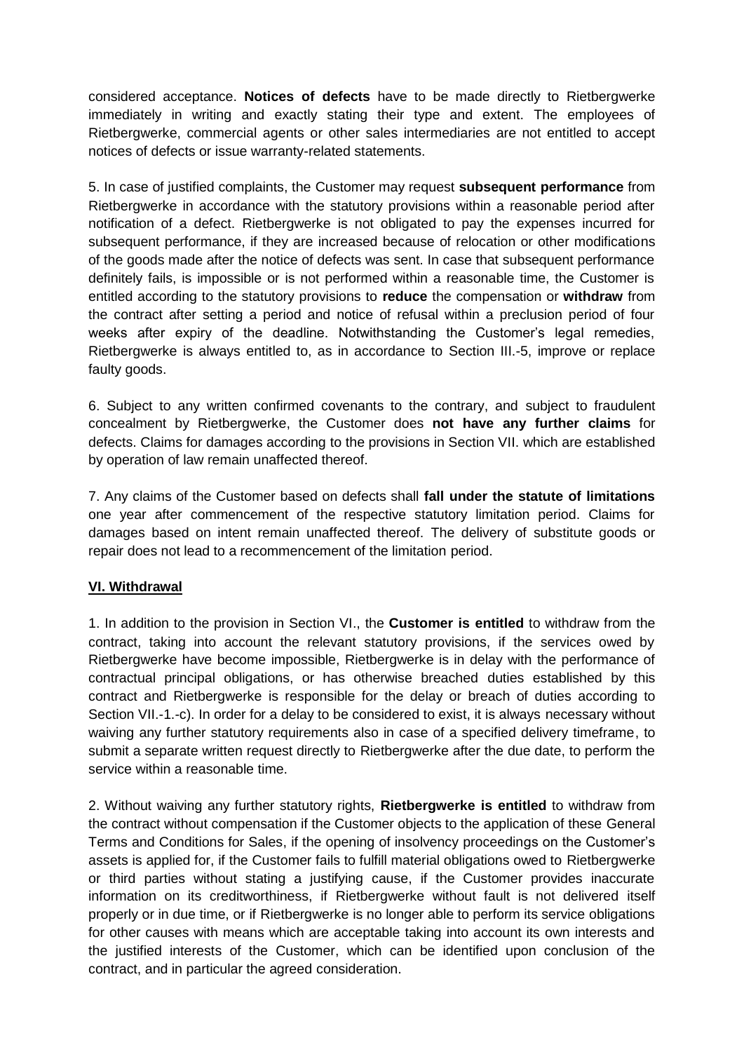considered acceptance. **Notices of defects** have to be made directly to Rietbergwerke immediately in writing and exactly stating their type and extent. The employees of Rietbergwerke, commercial agents or other sales intermediaries are not entitled to accept notices of defects or issue warranty-related statements.

5. In case of justified complaints, the Customer may request **subsequent performance** from Rietbergwerke in accordance with the statutory provisions within a reasonable period after notification of a defect. Rietbergwerke is not obligated to pay the expenses incurred for subsequent performance, if they are increased because of relocation or other modifications of the goods made after the notice of defects was sent. In case that subsequent performance definitely fails, is impossible or is not performed within a reasonable time, the Customer is entitled according to the statutory provisions to **reduce** the compensation or **withdraw** from the contract after setting a period and notice of refusal within a preclusion period of four weeks after expiry of the deadline. Notwithstanding the Customer's legal remedies, Rietbergwerke is always entitled to, as in accordance to Section III.-5, improve or replace faulty goods.

6. Subject to any written confirmed covenants to the contrary, and subject to fraudulent concealment by Rietbergwerke, the Customer does **not have any further claims** for defects. Claims for damages according to the provisions in Section VII. which are established by operation of law remain unaffected thereof.

7. Any claims of the Customer based on defects shall **fall under the statute of limitations** one year after commencement of the respective statutory limitation period. Claims for damages based on intent remain unaffected thereof. The delivery of substitute goods or repair does not lead to a recommencement of the limitation period.

## VI. Withdrawal

1. In addition to the provision in Section VI., the **Customer is entitled** to withdraw from the contract, taking into account the relevant statutory provisions, if the services owed by Rietbergwerke have become impossible, Rietbergwerke is in delay with the performance of contractual principal obligations, or has otherwise breached duties established by this contract and Rietbergwerke is responsible for the delay or breach of duties according to Section VII.-1.-c). In order for a delay to be considered to exist, it is always necessary without waiving any further statutory requirements also in case of a specified delivery timeframe, to submit a separate written request directly to Rietbergwerke after the due date, to perform the service within a reasonable time.

2. Without waiving any further statutory rights, **Rietbergwerke is entitled** to withdraw from the contract without compensation if the Customer objects to the application of these General Terms and Conditions for Sales, if the opening of insolvency proceedings on the Customer's assets is applied for, if the Customer fails to fulfill material obligations owed to Rietbergwerke or third parties without stating a justifying cause, if the Customer provides inaccurate information on its creditworthiness, if Rietbergwerke without fault is not delivered itself properly or in due time, or if Rietbergwerke is no longer able to perform its service obligations for other causes with means which are acceptable taking into account its own interests and the justified interests of the Customer, which can be identified upon conclusion of the contract, and in particular the agreed consideration.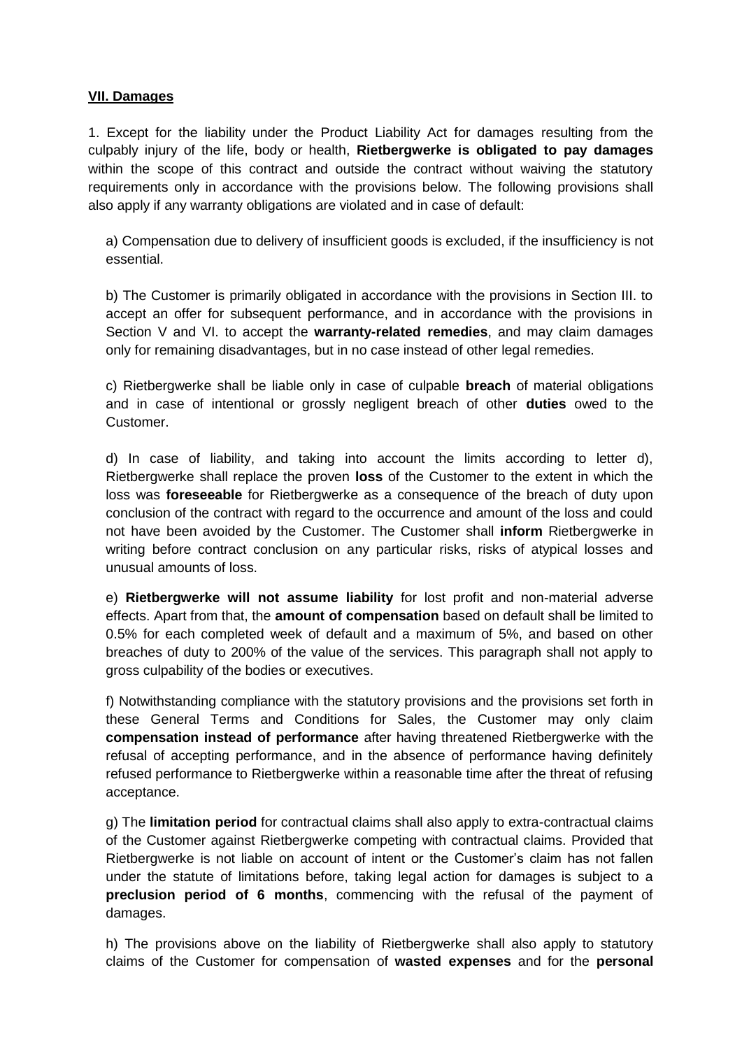## VII. Damages

1. Except for the liability under the Product Liability Act for damages resulting from the culpably injury of the life, body or health, **Rietbergwerke is obligated to pay damages** within the scope of this contract and outside the contract without waiving the statutory requirements only in accordance with the provisions below. The following provisions shall also apply if any warranty obligations are violated and in case of default:

a) Compensation due to delivery of insufficient goods is excluded, if the insufficiency is not essential.

b) The Customer is primarily obligated in accordance with the provisions in Section III. to accept an offer for subsequent performance, and in accordance with the provisions in Section V and VI. to accept the **warranty-related remedies**, and may claim damages only for remaining disadvantages, but in no case instead of other legal remedies.

c) Rietbergwerke shall be liable only in case of culpable **breach** of material obligations and in case of intentional or grossly negligent breach of other **duties** owed to the Customer.

d) In case of liability, and taking into account the limits according to letter d), Rietbergwerke shall replace the proven **loss** of the Customer to the extent in which the loss was **foreseeable** for Rietbergwerke as a consequence of the breach of duty upon conclusion of the contract with regard to the occurrence and amount of the loss and could not have been avoided by the Customer. The Customer shall **inform** Rietbergwerke in writing before contract conclusion on any particular risks, risks of atypical losses and unusual amounts of loss.

e) **Rietbergwerke will not assume liability** for lost profit and non-material adverse effects. Apart from that, the **amount of compensation** based on default shall be limited to 0.5% for each completed week of default and a maximum of 5%, and based on other breaches of duty to 200% of the value of the services. This paragraph shall not apply to gross culpability of the bodies or executives.

f) Notwithstanding compliance with the statutory provisions and the provisions set forth in these General Terms and Conditions for Sales, the Customer may only claim **compensation instead of performance** after having threatened Rietbergwerke with the refusal of accepting performance, and in the absence of performance having definitely refused performance to Rietbergwerke within a reasonable time after the threat of refusing acceptance.

g) The **limitation period** for contractual claims shall also apply to extra-contractual claims of the Customer against Rietbergwerke competing with contractual claims. Provided that Rietbergwerke is not liable on account of intent or the Customer's claim has not fallen under the statute of limitations before, taking legal action for damages is subject to a **preclusion period of 6 months**, commencing with the refusal of the payment of damages.

h) The provisions above on the liability of Rietbergwerke shall also apply to statutory claims of the Customer for compensation of **wasted expenses** and for the **personal**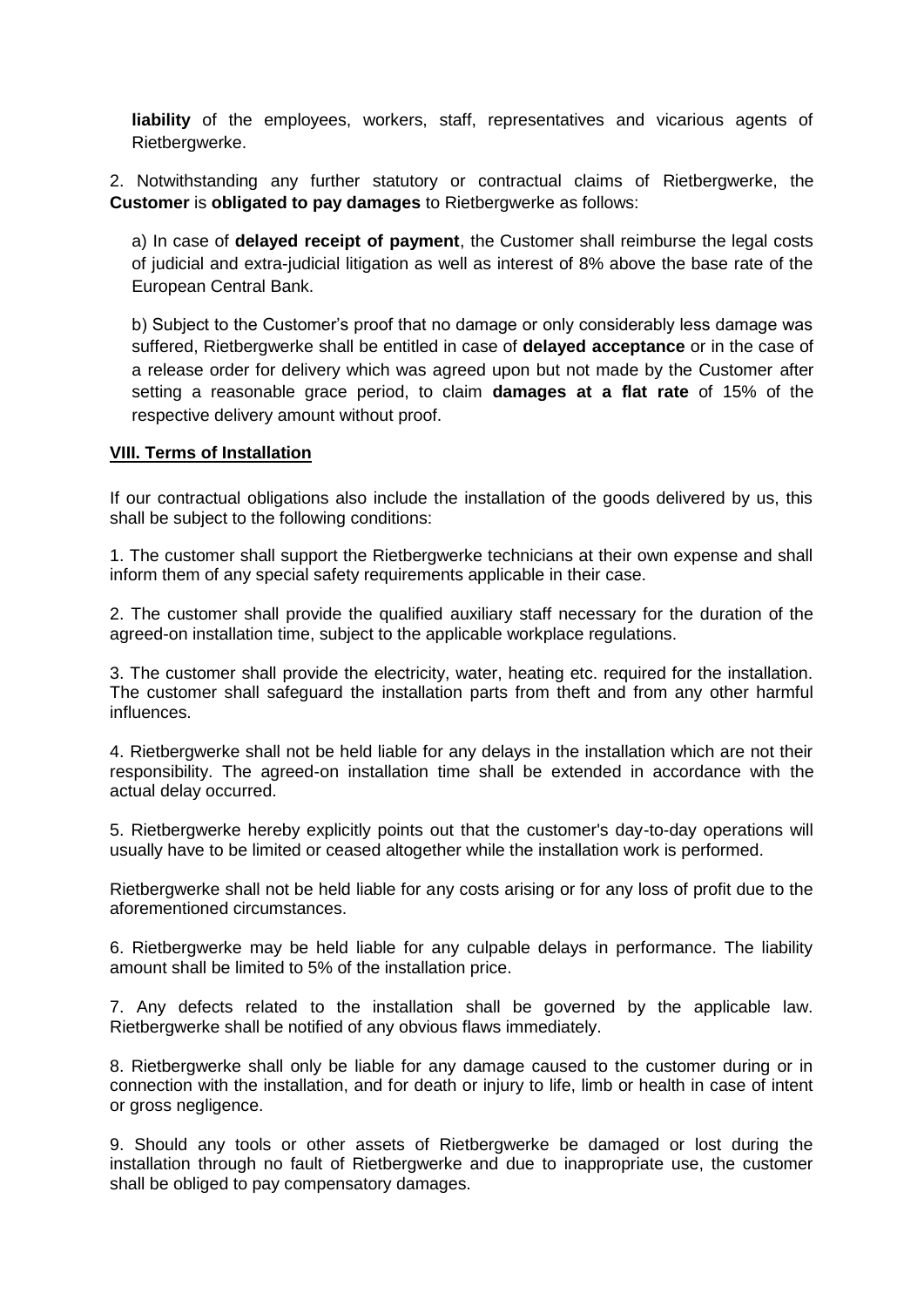**liability** of the employees, workers, staff, representatives and vicarious agents of Rietbergwerke.

2. Notwithstanding any further statutory or contractual claims of Rietbergwerke, the **Customer** is **obligated to pay damages** to Rietbergwerke as follows:

a) In case of **delayed receipt of payment**, the Customer shall reimburse the legal costs of judicial and extra-judicial litigation as well as interest of 8% above the base rate of the European Central Bank.

b) Subject to the Customer's proof that no damage or only considerably less damage was suffered, Rietbergwerke shall be entitled in case of **delayed acceptance** or in the case of a release order for delivery which was agreed upon but not made by the Customer after setting a reasonable grace period, to claim **damages at a flat rate** of 15% of the respective delivery amount without proof.

**VIII. Terms of Installation**

If our contractual obligations also include the installation of the goods delivered by us, this shall be subject to the following conditions:

1. The customer shall support the Rietbergwerke technicians at their own expense and shall inform them of any special safety requirements applicable in their case.

2. The customer shall provide the qualified auxiliary staff necessary for the duration of the agreed-on installation time, subject to the applicable workplace regulations.

3. The customer shall provide the electricity, water, heating etc. required for the installation. The customer shall safeguard the installation parts from theft and from any other harmful influences.

4. Rietbergwerke shall not be held liable for any delays in the installation which are not their responsibility. The agreed-on installation time shall be extended in accordance with the actual delay occurred.

5. Rietbergwerke hereby explicitly points out that the customer's day-to-day operations will usually have to be limited or ceased altogether while the installation work is performed.

Rietbergwerke shall not be held liable for any costs arising or for any loss of profit due to the aforementioned circumstances.

6. Rietbergwerke may be held liable for any culpable delays in performance. The liability amount shall be limited to 5% of the installation price.

7. Any defects related to the installation shall be governed by the applicable law. Rietbergwerke shall be notified of any obvious flaws immediately.

8. Rietbergwerke shall only be liable for any damage caused to the customer during or in connection with the installation, and for death or injury to life, limb or health in case of intent or gross negligence.

9. Should any tools or other assets of Rietbergwerke be damaged or lost during the installation through no fault of Rietbergwerke and due to inappropriate use, the customer shall be obliged to pay compensatory damages.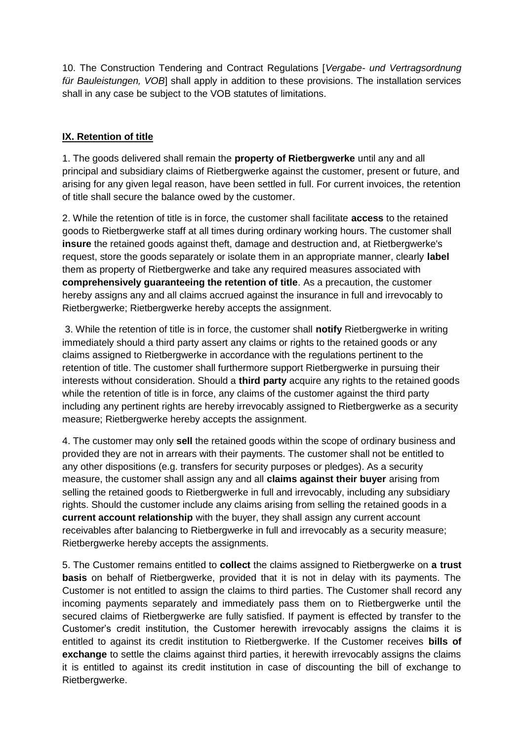10. The Construction Tendering and Contract Regulations [*Vergabe- und Vertragsordnung für Bauleistungen, VOB*] shall apply in addition to these provisions. The installation services shall in any case be subject to the VOB statutes of limitations.

## IX. Retention of title

1. The goods delivered shall remain the **property of Rietbergwerke** until any and all principal and subsidiary claims of Rietbergwerke against the customer, present or future, and arising for any given legal reason, have been settled in full. For current invoices, the retention of title shall secure the balance owed by the customer.

2. While the retention of title is in force, the customer shall facilitate **access** to the retained goods to Rietbergwerke staff at all times during ordinary working hours. The customer shall **insure** the retained goods against theft, damage and destruction and, at Rietbergwerke's request, store the goods separately or isolate them in an appropriate manner, clearly **label** them as property of Rietbergwerke and take any required measures associated with **comprehensively guaranteeing the retention of title**. As a precaution, the customer hereby assigns any and all claims accrued against the insurance in full and irrevocably to Rietbergwerke; Rietbergwerke hereby accepts the assignment.

3. While the retention of title is in force, the customer shall **notify** Rietbergwerke in writing immediately should a third party assert any claims or rights to the retained goods or any claims assigned to Rietbergwerke in accordance with the regulations pertinent to the retention of title. The customer shall furthermore support Rietbergwerke in pursuing their interests without consideration. Should a **third party** acquire any rights to the retained goods while the retention of title is in force, any claims of the customer against the third party including any pertinent rights are hereby irrevocably assigned to Rietbergwerke as a security measure; Rietbergwerke hereby accepts the assignment.

4. The customer may only **sell** the retained goods within the scope of ordinary business and provided they are not in arrears with their payments. The customer shall not be entitled to any other dispositions (e.g. transfers for security purposes or pledges). As a security measure, the customer shall assign any and all **claims against their buyer** arising from selling the retained goods to Rietbergwerke in full and irrevocably, including any subsidiary rights. Should the customer include any claims arising from selling the retained goods in a **current account relationship** with the buyer, they shall assign any current account receivables after balancing to Rietbergwerke in full and irrevocably as a security measure; Rietbergwerke hereby accepts the assignments.

5. The Customer remains entitled to **collect** the claims assigned to Rietbergwerke on **a trust basis** on behalf of Rietbergwerke, provided that it is not in delay with its payments. The Customer is not entitled to assign the claims to third parties. The Customer shall record any incoming payments separately and immediately pass them on to Rietbergwerke until the secured claims of Rietbergwerke are fully satisfied. If payment is effected by transfer to the Customer's credit institution, the Customer herewith irrevocably assigns the claims it is entitled to against its credit institution to Rietbergwerke. If the Customer receives **bills of exchange** to settle the claims against third parties, it herewith irrevocably assigns the claims it is entitled to against its credit institution in case of discounting the bill of exchange to Rietbergwerke.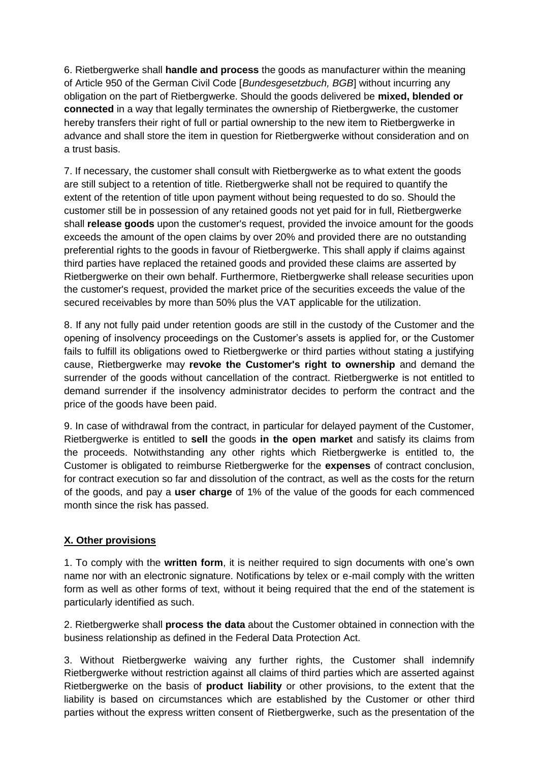6. Rietbergwerke shall **handle and process** the goods as manufacturer within the meaning of Article 950 of the German Civil Code [*Bundesgesetzbuch, BGB*] without incurring any obligation on the part of Rietbergwerke. Should the goods delivered be **mixed, blended or connected** in a way that legally terminates the ownership of Rietbergwerke, the customer hereby transfers their right of full or partial ownership to the new item to Rietbergwerke in advance and shall store the item in question for Rietbergwerke without consideration and on a trust basis.

7. If necessary, the customer shall consult with Rietbergwerke as to what extent the goods are still subject to a retention of title. Rietbergwerke shall not be required to quantify the extent of the retention of title upon payment without being requested to do so. Should the customer still be in possession of any retained goods not yet paid for in full, Rietbergwerke shall **release goods** upon the customer's request, provided the invoice amount for the goods exceeds the amount of the open claims by over 20% and provided there are no outstanding preferential rights to the goods in favour of Rietbergwerke. This shall apply if claims against third parties have replaced the retained goods and provided these claims are asserted by Rietbergwerke on their own behalf. Furthermore, Rietbergwerke shall release securities upon the customer's request, provided the market price of the securities exceeds the value of the secured receivables by more than 50% plus the VAT applicable for the utilization.

8. If any not fully paid under retention goods are still in the custody of the Customer and the opening of insolvency proceedings on the Customer's assets is applied for, or the Customer fails to fulfill its obligations owed to Rietbergwerke or third parties without stating a justifying cause, Rietbergwerke may **revoke the Customer's right to ownership** and demand the surrender of the goods without cancellation of the contract. Rietbergwerke is not entitled to demand surrender if the insolvency administrator decides to perform the contract and the price of the goods have been paid.

9. In case of withdrawal from the contract, in particular for delayed payment of the Customer, Rietbergwerke is entitled to **sell** the goods **in the open market** and satisfy its claims from the proceeds. Notwithstanding any other rights which Rietbergwerke is entitled to, the Customer is obligated to reimburse Rietbergwerke for the **expenses** of contract conclusion, for contract execution so far and dissolution of the contract, as well as the costs for the return of the goods, and pay a **user charge** of 1% of the value of the goods for each commenced month since the risk has passed.

## X. Other provisions

1. To comply with the **written form**, it is neither required to sign documents with one's own name nor with an electronic signature. Notifications by telex or e-mail comply with the written form as well as other forms of text, without it being required that the end of the statement is particularly identified as such.

2. Rietbergwerke shall **process the data** about the Customer obtained in connection with the business relationship as defined in the Federal Data Protection Act.

3. Without Rietbergwerke waiving any further rights, the Customer shall indemnify Rietbergwerke without restriction against all claims of third parties which are asserted against Rietbergwerke on the basis of **product liability** or other provisions, to the extent that the liability is based on circumstances which are established by the Customer or other third parties without the express written consent of Rietbergwerke, such as the presentation of the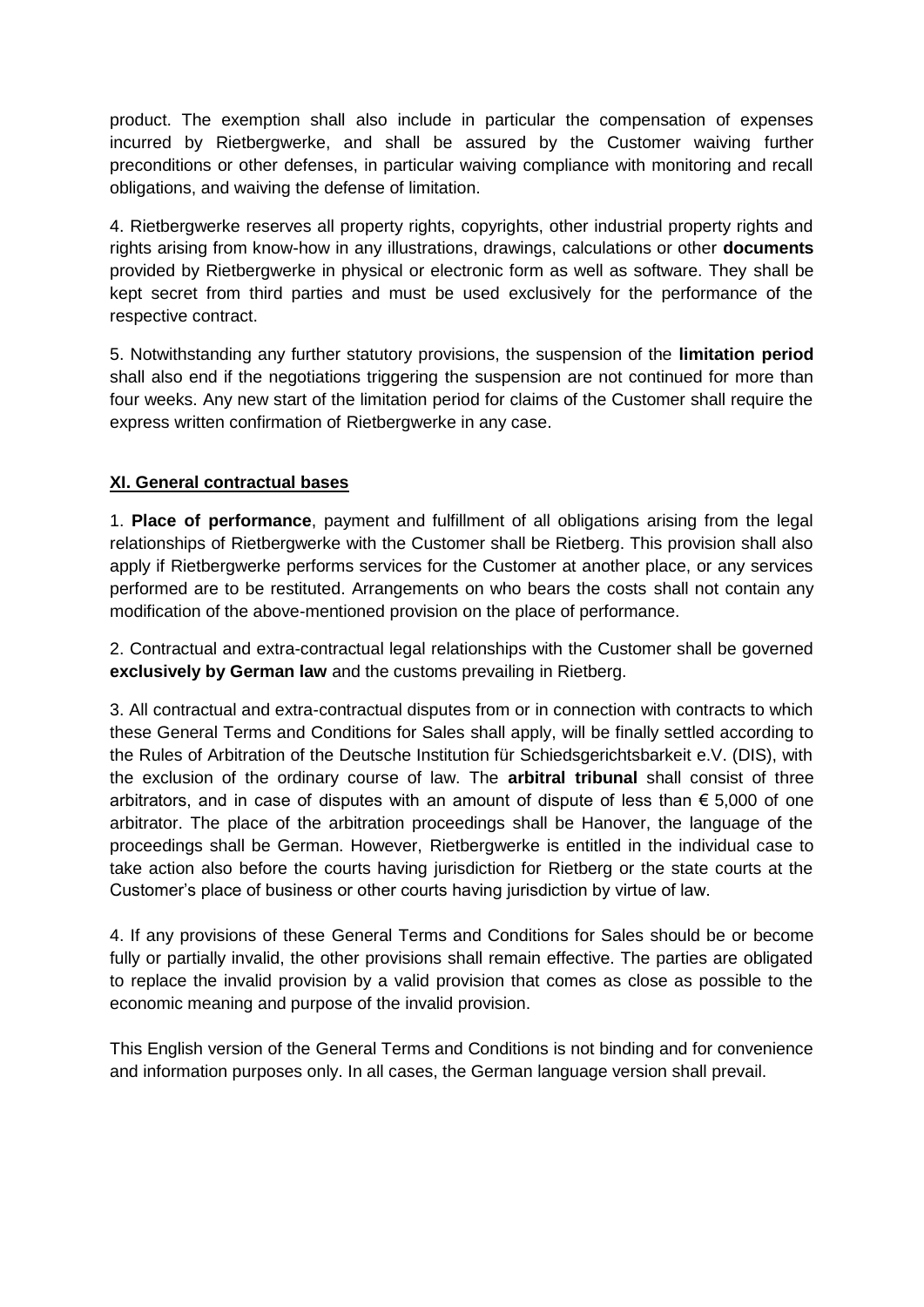product. The exemption shall also include in particular the compensation of expenses incurred by Rietbergwerke, and shall be assured by the Customer waiving further preconditions or other defenses, in particular waiving compliance with monitoring and recall obligations, and waiving the defense of limitation.

4. Rietbergwerke reserves all property rights, copyrights, other industrial property rights and rights arising from know-how in any illustrations, drawings, calculations or other **documents** provided by Rietbergwerke in physical or electronic form as well as software. They shall be kept secret from third parties and must be used exclusively for the performance of the respective contract.

5. Notwithstanding any further statutory provisions, the suspension of the **limitation period** shall also end if the negotiations triggering the suspension are not continued for more than four weeks. Any new start of the limitation period for claims of the Customer shall require the express written confirmation of Rietbergwerke in any case.

## XI. General contractual bases

1. **Place of performance**, payment and fulfillment of all obligations arising from the legal relationships of Rietbergwerke with the Customer shall be Rietberg. This provision shall also apply if Rietbergwerke performs services for the Customer at another place, or any services performed are to be restituted. Arrangements on who bears the costs shall not contain any modification of the above-mentioned provision on the place of performance.

2. Contractual and extra-contractual legal relationships with the Customer shall be governed **exclusively by German law** and the customs prevailing in Rietberg.

3. All contractual and extra-contractual disputes from or in connection with contracts to which these General Terms and Conditions for Sales shall apply, will be finally settled according to the Rules of Arbitration of the Deutsche Institution für Schiedsgerichtsbarkeit e.V. (DIS), with the exclusion of the ordinary course of law. The **arbitral tribunal** shall consist of three arbitrators, and in case of disputes with an amount of dispute of less than € 5,000 of one arbitrator. The place of the arbitration proceedings shall be Hanover, the language of the proceedings shall be German. However, Rietbergwerke is entitled in the individual case to take action also before the courts having jurisdiction for Rietberg or the state courts at the Customer's place of business or other courts having jurisdiction by virtue of law.

4. If any provisions of these General Terms and Conditions for Sales should be or become fully or partially invalid, the other provisions shall remain effective. The parties are obligated to replace the invalid provision by a valid provision that comes as close as possible to the economic meaning and purpose of the invalid provision.

This English version of the General Terms and Conditions is not binding and for convenience and information purposes only. In all cases, the German language version shall prevail.